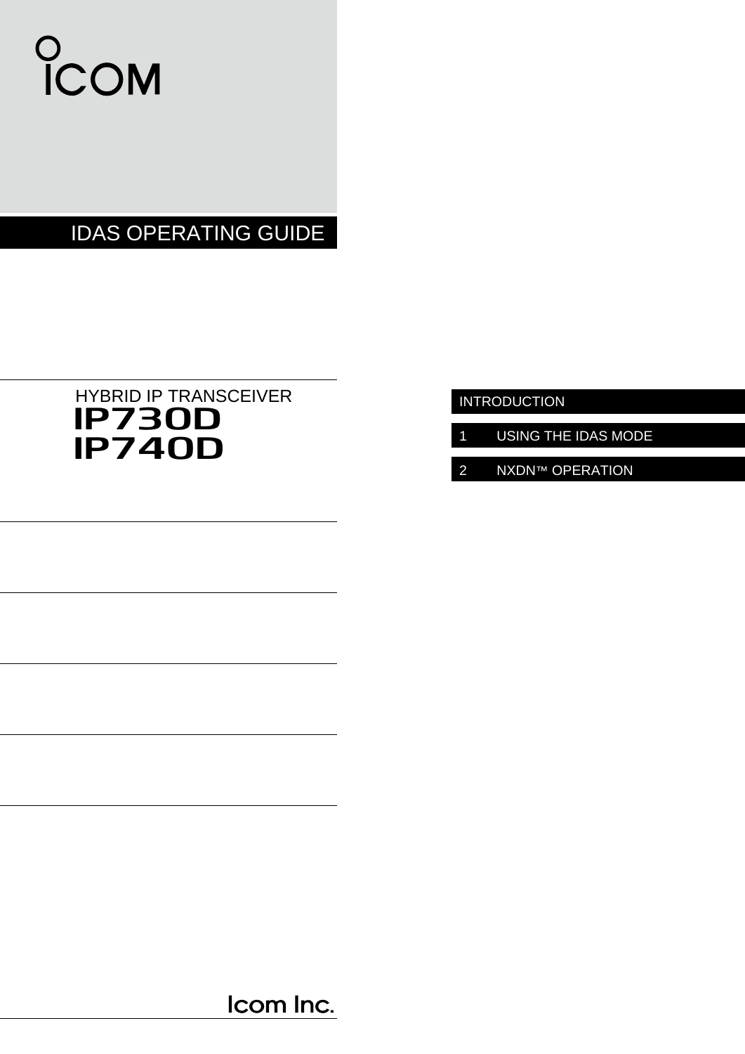ICOM

# IDAS OPERATING GUIDE

HYBRID IP TRANSCEIVER

## IP730D
## IP740D

INTRODUCTION

1 USING THE IDAS MODE

2 NXDN™ OPERATION

Icom Inc.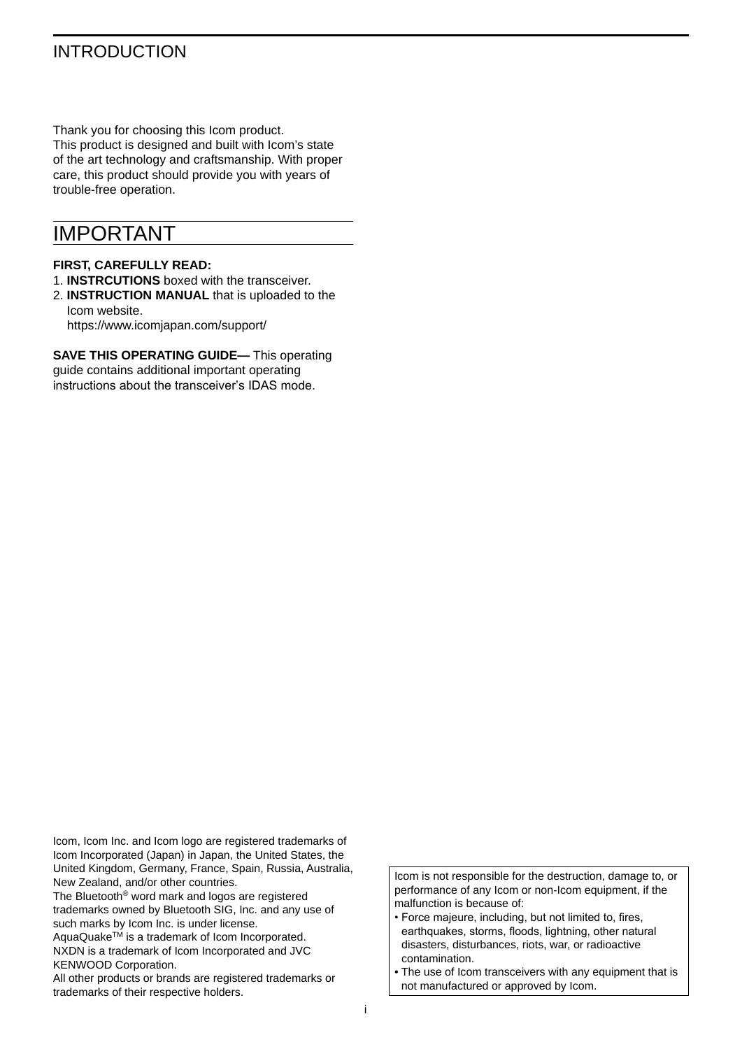# INTRODUCTION

Thank you for choosing this Icom product.
This product is designed and built with Icom's state of the art technology and craftsmanship. With proper care, this product should provide you with years of trouble-free operation.

## IMPORTANT

**FIRST, CAREFULLY READ:**

1. **INSTRCUTIONS** boxed with the transceiver.
2. **INSTRUCTION MANUAL** that is uploaded to the Icom website.
   https://www.icomjapan.com/support/

**SAVE THIS OPERATING GUIDE—** This operating guide contains additional important operating instructions about the transceiver's IDAS mode.

Icom, Icom Inc. and Icom logo are registered trademarks of Icom Incorporated (Japan) in Japan, the United States, the United Kingdom, Germany, France, Spain, Russia, Australia, New Zealand, and/or other countries.
The Bluetooth® word mark and logos are registered trademarks owned by Bluetooth SIG, Inc. and any use of such marks by Icom Inc. is under license.
AquaQuake™ is a trademark of Icom Incorporated.
NXDN is a trademark of Icom Incorporated and JVC KENWOOD Corporation.
All other products or brands are registered trademarks or trademarks of their respective holders.

Icom is not responsible for the destruction, damage to, or performance of any Icom or non-Icom equipment, if the malfunction is because of:

- Force majeure, including, but not limited to, fires, earthquakes, storms, floods, lightning, other natural disasters, disturbances, riots, war, or radioactive contamination.
- The use of Icom transceivers with any equipment that is not manufactured or approved by Icom.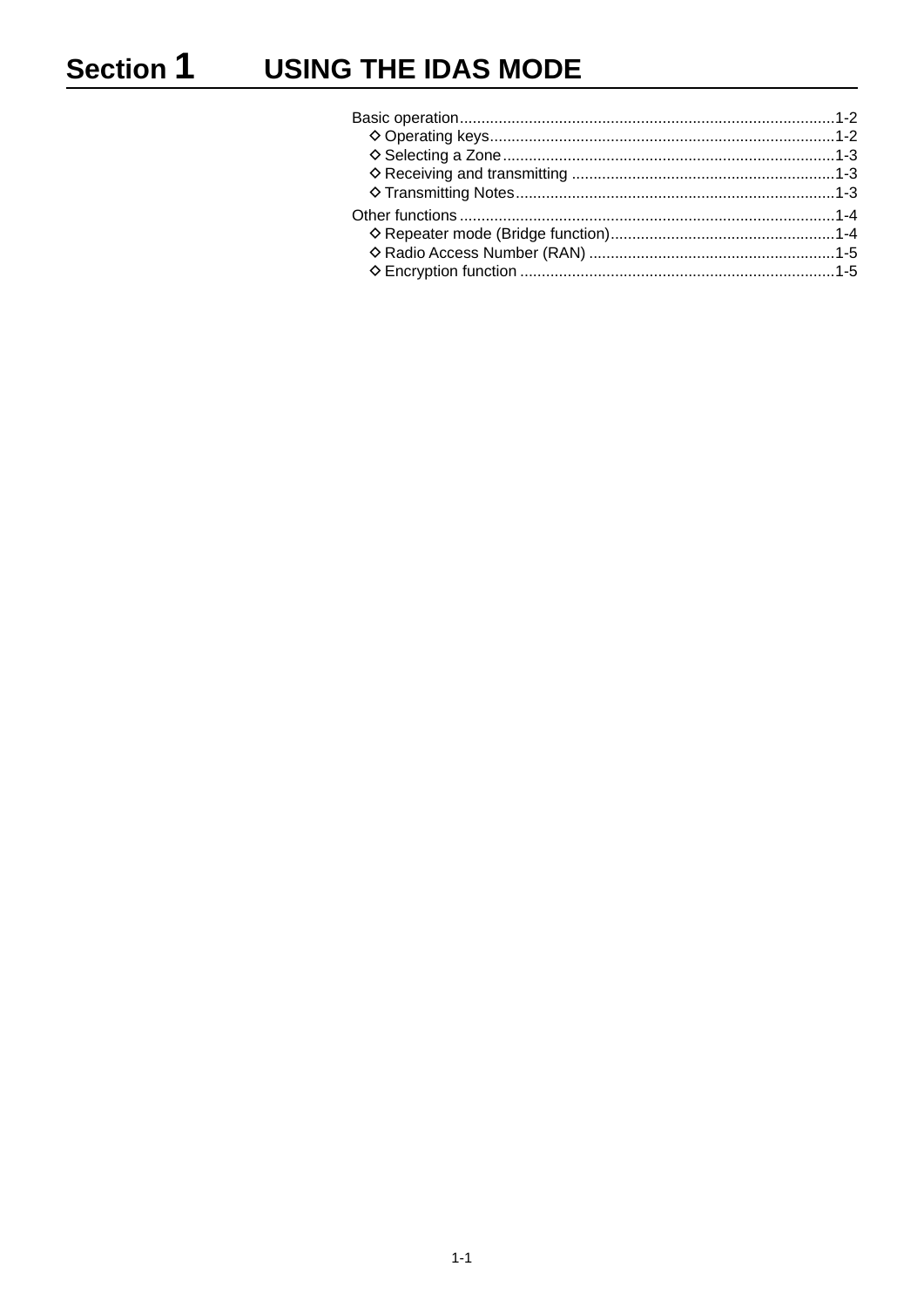# Section 1 USING THE IDAS MODE

Basic operation......................................................................................1-2
 ◇ Operating keys...............................................................................1-2
 ◇ Selecting a Zone............................................................................1-3
 ◇ Receiving and transmitting ............................................................1-3
 ◇ Transmitting Notes.........................................................................1-3

Other functions......................................................................................1-4
 ◇ Repeater mode (Bridge function)...................................................1-4
 ◇ Radio Access Number (RAN) .........................................................1-5
 ◇ Encryption function ........................................................................1-5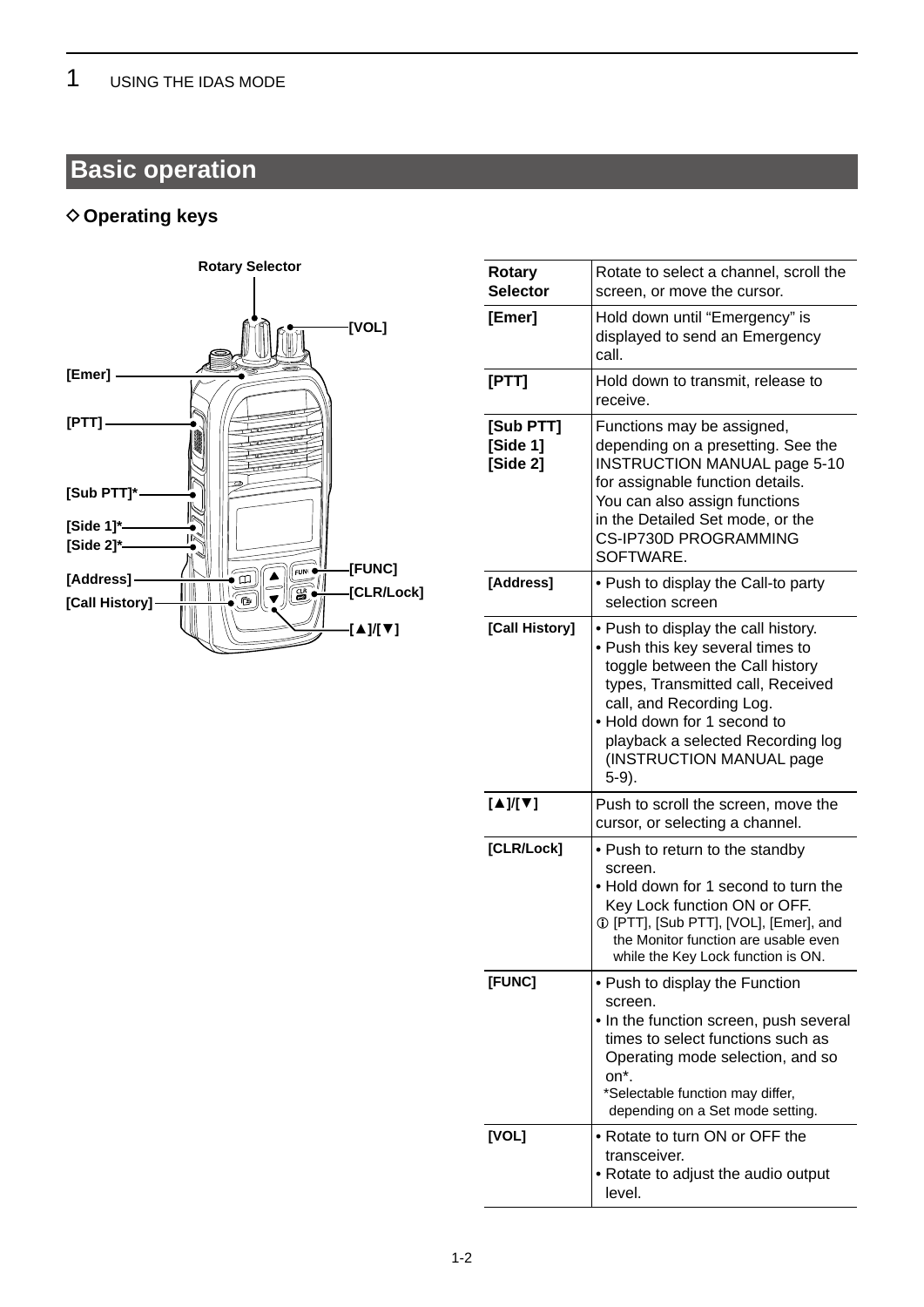## Basic operation

### ◇ Operating keys

Rotary Selector

[VOL]

[Emer]

[PTT]

[Sub PTT]*

[Side 1]*

[Side 2]*

[Address]

[Call History]

[FUNC]

[CLR/Lock]

[▲]/[▼]

| | |
|---|---|
| **Rotary Selector** | Rotate to select a channel, scroll the screen, or move the cursor. |
| **[Emer]** | Hold down until "Emergency" is displayed to send an Emergency call. |
| **[PTT]** | Hold down to transmit, release to receive. |
| **[Sub PTT]<br>[Side 1]<br>[Side 2]** | Functions may be assigned, depending on a presetting. See the INSTRUCTION MANUAL page 5-10 for assignable function details.<br>You can also assign functions in the Detailed Set mode, or the CS-IP730D PROGRAMMING SOFTWARE. |
| **[Address]** | • Push to display the Call-to party selection screen |
| **[Call History]** | • Push to display the call history.<br>• Push this key several times to toggle between the Call history types, Transmitted call, Received call, and Recording Log.<br>• Hold down for 1 second to playback a selected Recording log (INSTRUCTION MANUAL page 5-9). |
| **[▲]/[▼]** | Push to scroll the screen, move the cursor, or selecting a channel. |
| **[CLR/Lock]** | • Push to return to the standby screen.<br>• Hold down for 1 second to turn the Key Lock function ON or OFF.<br>ⓘ [PTT], [Sub PTT], [VOL], [Emer], and the Monitor function are usable even while the Key Lock function is ON. |
| **[FUNC]** | • Push to display the Function screen.<br>• In the function screen, push several times to select functions such as Operating mode selection, and so on*.<br>*Selectable function may differ, depending on a Set mode setting. |
| **[VOL]** | • Rotate to turn ON or OFF the transceiver.<br>• Rotate to adjust the audio output level. |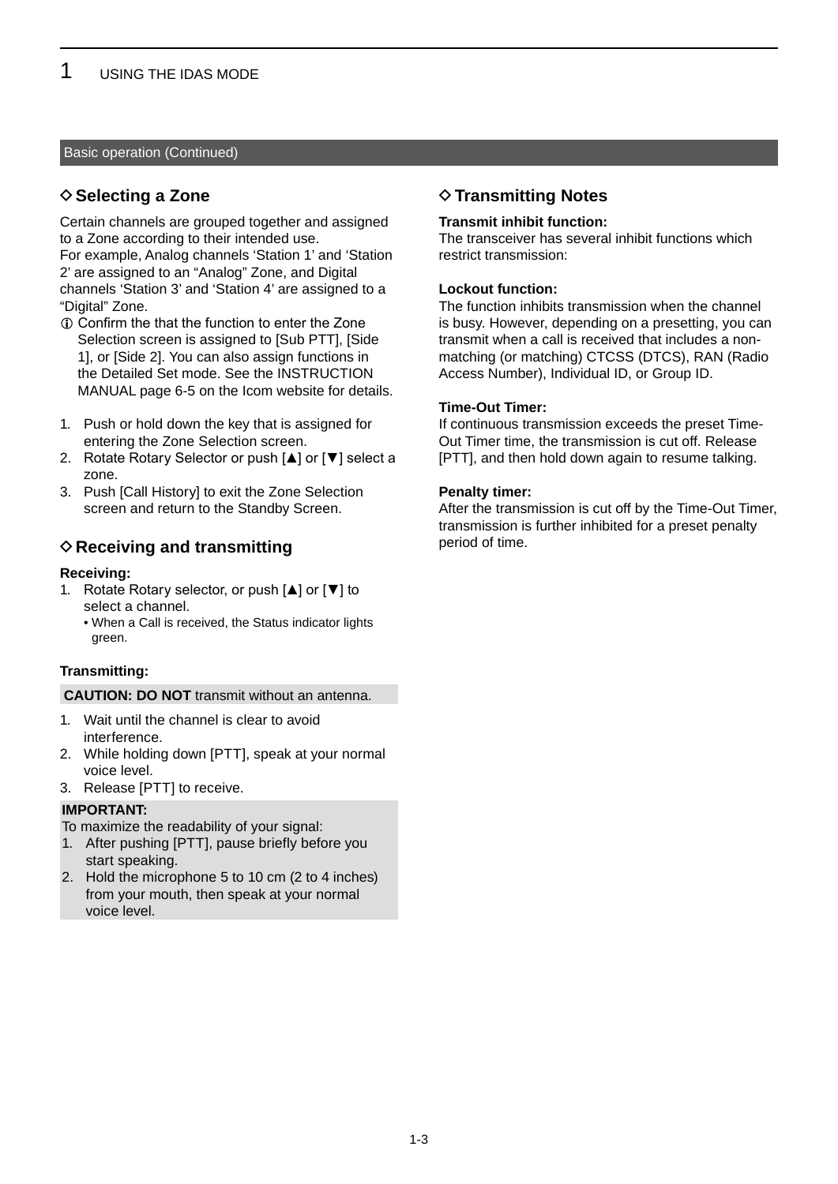## Basic operation (Continued)

### ◇ Selecting a Zone

Certain channels are grouped together and assigned to a Zone according to their intended use.
For example, Analog channels 'Station 1' and 'Station 2' are assigned to an "Analog" Zone, and Digital channels 'Station 3' and 'Station 4' are assigned to a "Digital" Zone.

ⓘ Confirm the that the function to enter the Zone Selection screen is assigned to [Sub PTT], [Side 1], or [Side 2]. You can also assign functions in the Detailed Set mode. See the INSTRUCTION MANUAL page 6-5 on the Icom website for details.

1. Push or hold down the key that is assigned for entering the Zone Selection screen.
2. Rotate Rotary Selector or push [▲] or [▼] select a zone.
3. Push [Call History] to exit the Zone Selection screen and return to the Standby Screen.

### ◇ Receiving and transmitting

**Receiving:**

1. Rotate Rotary selector, or push [▲] or [▼] to select a channel.
   - When a Call is received, the Status indicator lights green.

**Transmitting:**

**CAUTION: DO NOT** transmit without an antenna.

1. Wait until the channel is clear to avoid interference.
2. While holding down [PTT], speak at your normal voice level.
3. Release [PTT] to receive.

**IMPORTANT:**
To maximize the readability of your signal:

1. After pushing [PTT], pause briefly before you start speaking.
2. Hold the microphone 5 to 10 cm (2 to 4 inches) from your mouth, then speak at your normal voice level.

### ◇ Transmitting Notes

**Transmit inhibit function:**
The transceiver has several inhibit functions which restrict transmission:

**Lockout function:**
The function inhibits transmission when the channel is busy. However, depending on a presetting, you can transmit when a call is received that includes a non-matching (or matching) CTCSS (DTCS), RAN (Radio Access Number), Individual ID, or Group ID.

**Time-Out Timer:**
If continuous transmission exceeds the preset Time-Out Timer time, the transmission is cut off. Release [PTT], and then hold down again to resume talking.

**Penalty timer:**
After the transmission is cut off by the Time-Out Timer, transmission is further inhibited for a preset penalty period of time.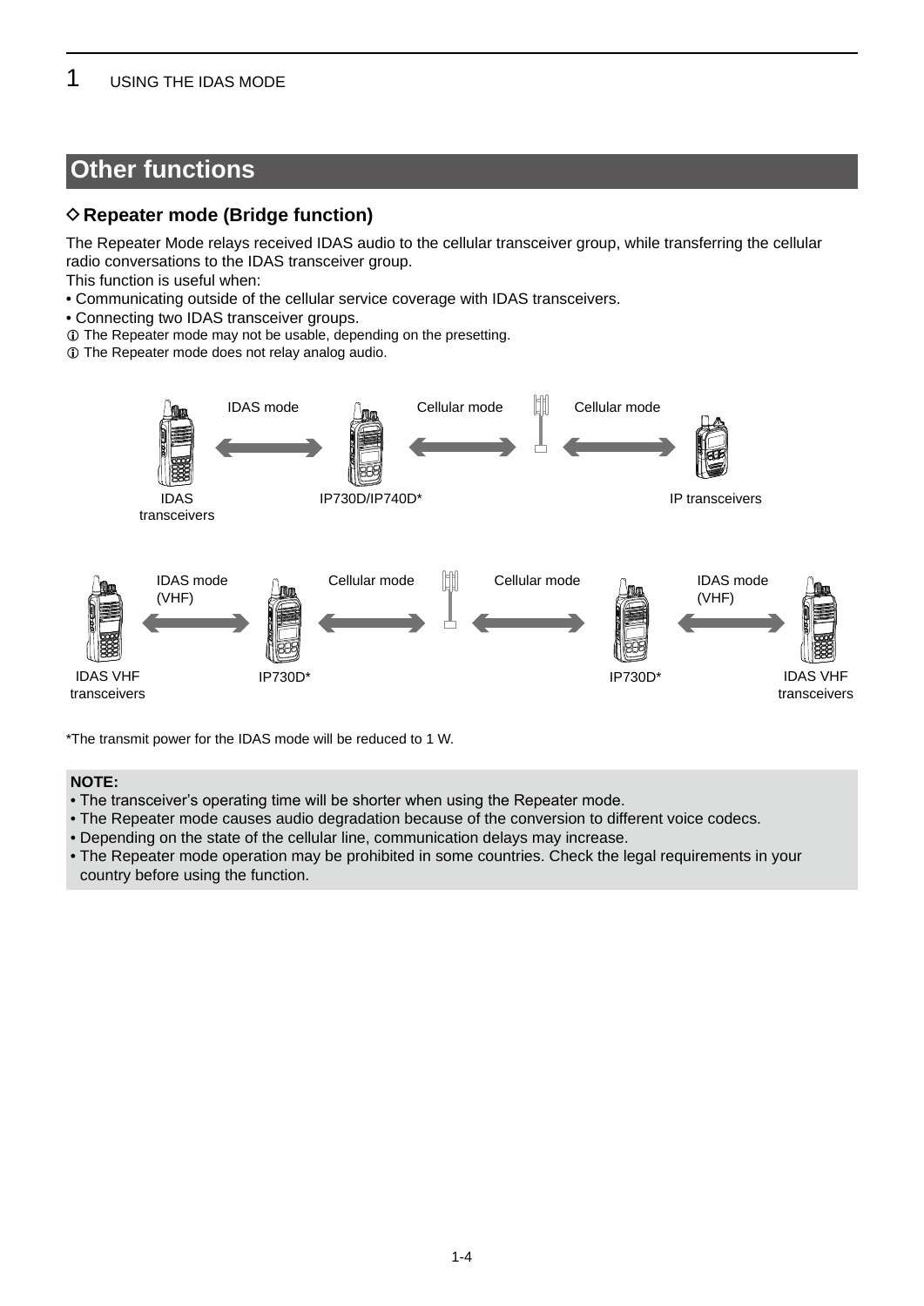## Other functions

### ◇ Repeater mode (Bridge function)

The Repeater Mode relays received IDAS audio to the cellular transceiver group, while transferring the cellular radio conversations to the IDAS transceiver group.

This function is useful when:

- Communicating outside of the cellular service coverage with IDAS transceivers.
- Connecting two IDAS transceiver groups.

ⓘ The Repeater mode may not be usable, depending on the presetting.

ⓘ The Repeater mode does not relay analog audio.

IDAS mode | Cellular mode | Cellular mode

IDAS transceivers | IP730D/IP740D* | IP transceivers

IDAS mode (VHF) | Cellular mode | Cellular mode | IDAS mode (VHF)

IDAS VHF transceivers | IP730D* | IP730D* | IDAS VHF transceivers

*The transmit power for the IDAS mode will be reduced to 1 W.

**NOTE:**

- The transceiver's operating time will be shorter when using the Repeater mode.
- The Repeater mode causes audio degradation because of the conversion to different voice codecs.
- Depending on the state of the cellular line, communication delays may increase.
- The Repeater mode operation may be prohibited in some countries. Check the legal requirements in your country before using the function.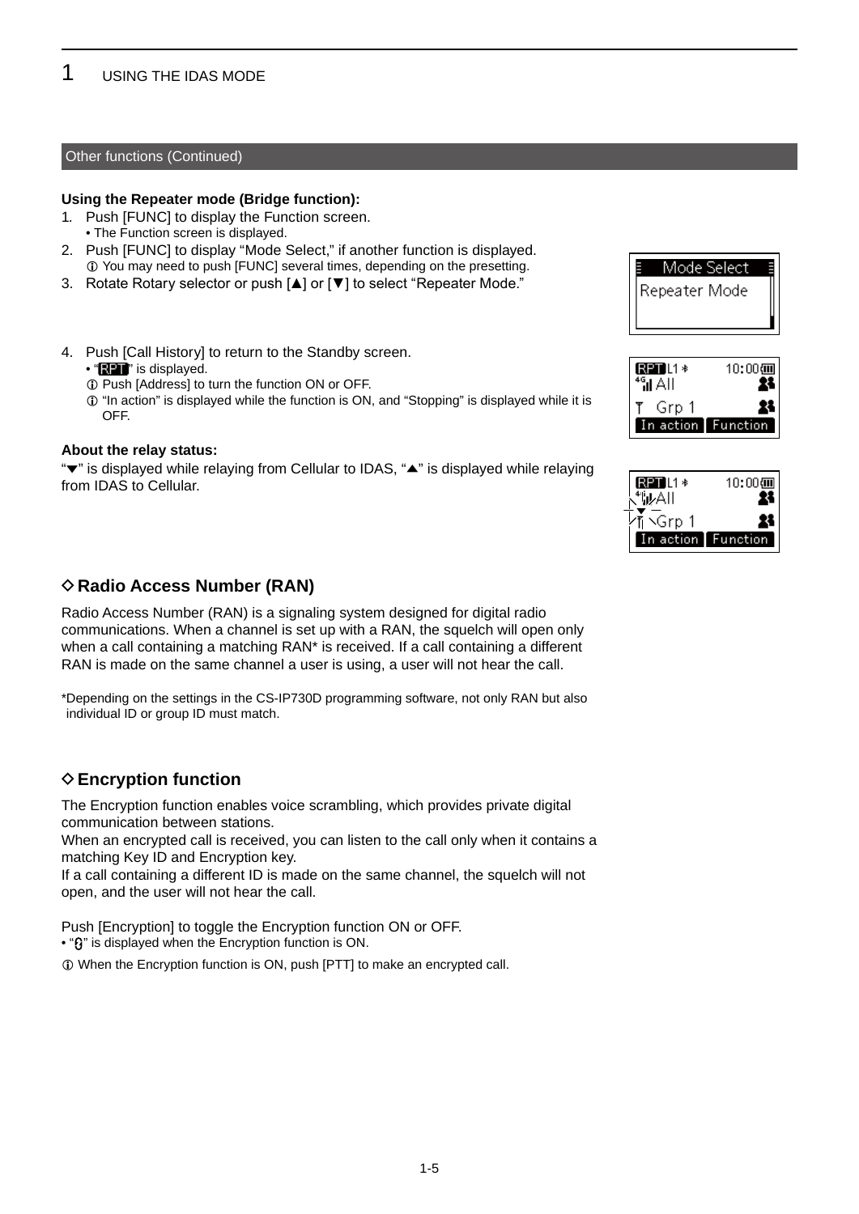## Other functions (Continued)

**Using the Repeater mode (Bridge function):**

1. Push [FUNC] to display the Function screen.
   • The Function screen is displayed.
2. Push [FUNC] to display "Mode Select," if another function is displayed.
   ⓘ You may need to push [FUNC] several times, depending on the presetting.
3. Rotate Rotary selector or push [▲] or [▼] to select "Repeater Mode."
4. Push [Call History] to return to the Standby screen.
   • "RPT" is displayed.
   ⓘ Push [Address] to turn the function ON or OFF.
   ⓘ "In action" is displayed while the function is ON, and "Stopping" is displayed while it is OFF.

**About the relay status:**

"▼" is displayed while relaying from Cellular to IDAS, "▲" is displayed while relaying from IDAS to Cellular.

### ◇ Radio Access Number (RAN)

Radio Access Number (RAN) is a signaling system designed for digital radio communications. When a channel is set up with a RAN, the squelch will open only when a call containing a matching RAN* is received. If a call containing a different RAN is made on the same channel a user is using, a user will not hear the call.

*Depending on the settings in the CS-IP730D programming software, not only RAN but also individual ID or group ID must match.

### ◇ Encryption function

The Encryption function enables voice scrambling, which provides private digital communication between stations.
When an encrypted call is received, you can listen to the call only when it contains a matching Key ID and Encryption key.
If a call containing a different ID is made on the same channel, the squelch will not open, and the user will not hear the call.

Push [Encryption] to toggle the Encryption function ON or OFF.
• "🔒" is displayed when the Encryption function is ON.

ⓘ When the Encryption function is ON, push [PTT] to make an encrypted call.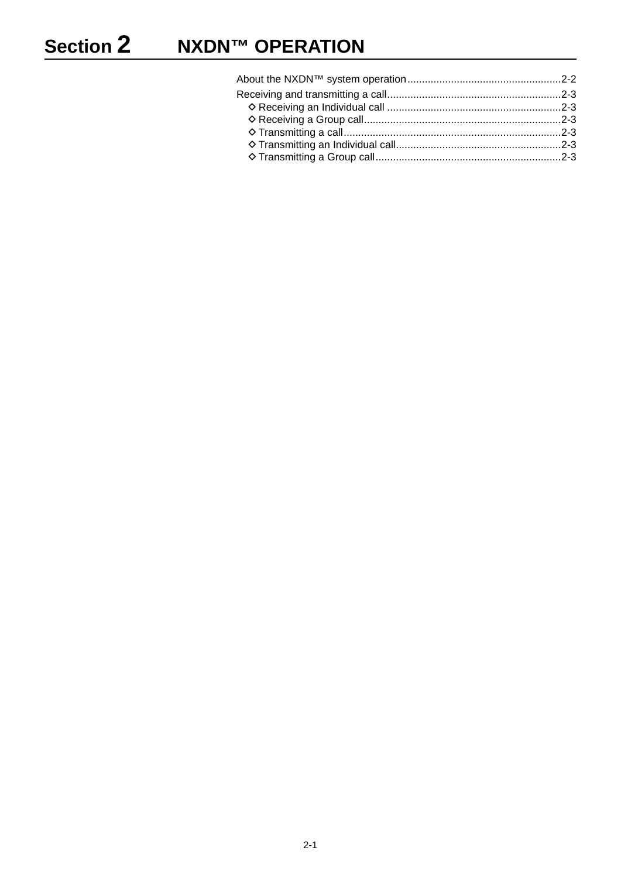# Section 2 NXDN™ OPERATION

About the NXDN™ system operation.....................................................2-2

Receiving and transmitting a call............................................................2-3

◇ Receiving an Individual call ............................................................2-3

◇ Receiving a Group call....................................................................2-3

◇ Transmitting a call...........................................................................2-3

◇ Transmitting an Individual call.........................................................2-3

◇ Transmitting a Group call................................................................2-3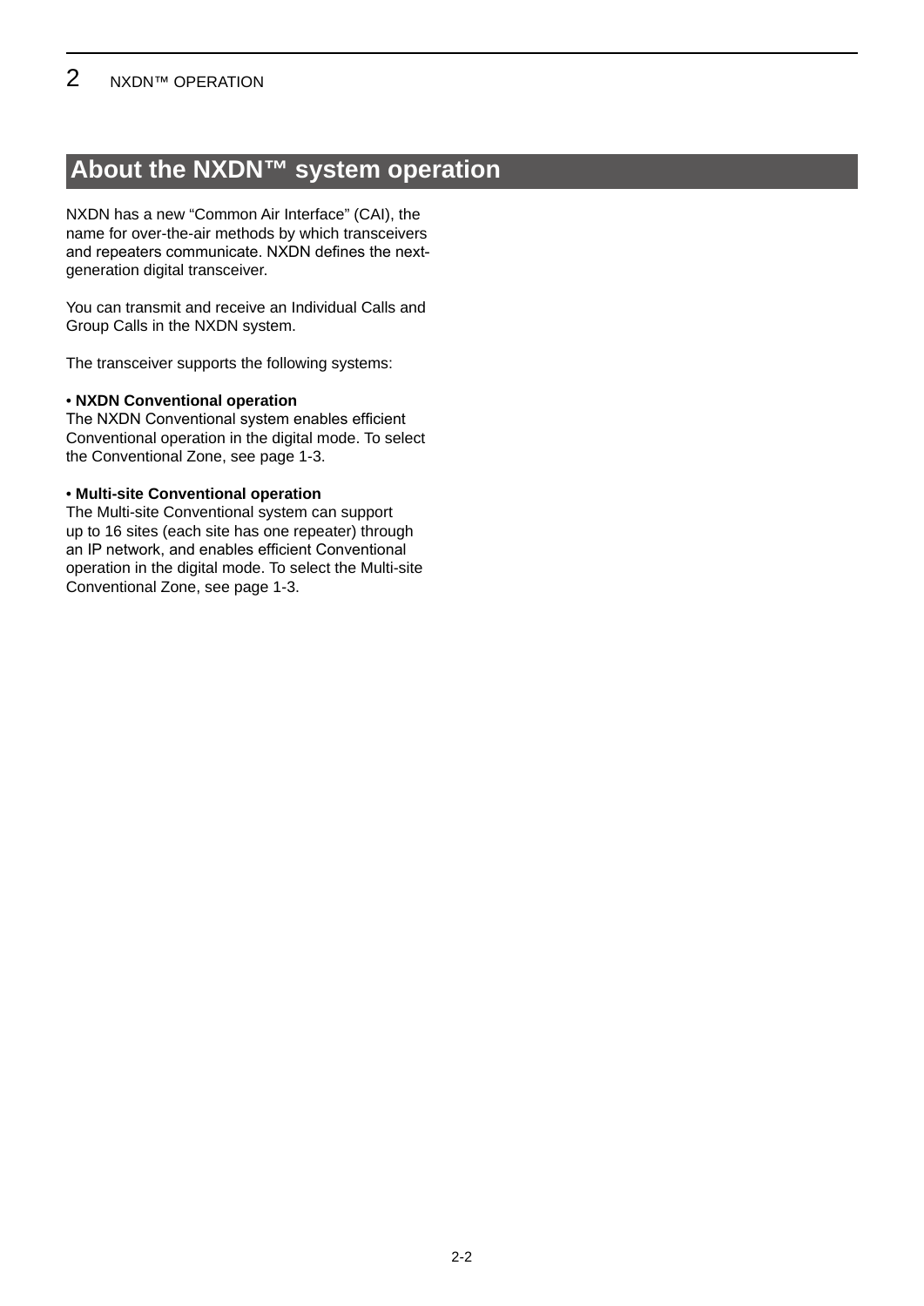## About the NXDN™ system operation

NXDN has a new "Common Air Interface" (CAI), the name for over-the-air methods by which transceivers and repeaters communicate. NXDN defines the next-generation digital transceiver.

You can transmit and receive an Individual Calls and Group Calls in the NXDN system.

The transceiver supports the following systems:

**• NXDN Conventional operation**
The NXDN Conventional system enables efficient Conventional operation in the digital mode. To select the Conventional Zone, see page 1-3.

**• Multi-site Conventional operation**
The Multi-site Conventional system can support up to 16 sites (each site has one repeater) through an IP network, and enables efficient Conventional operation in the digital mode. To select the Multi-site Conventional Zone, see page 1-3.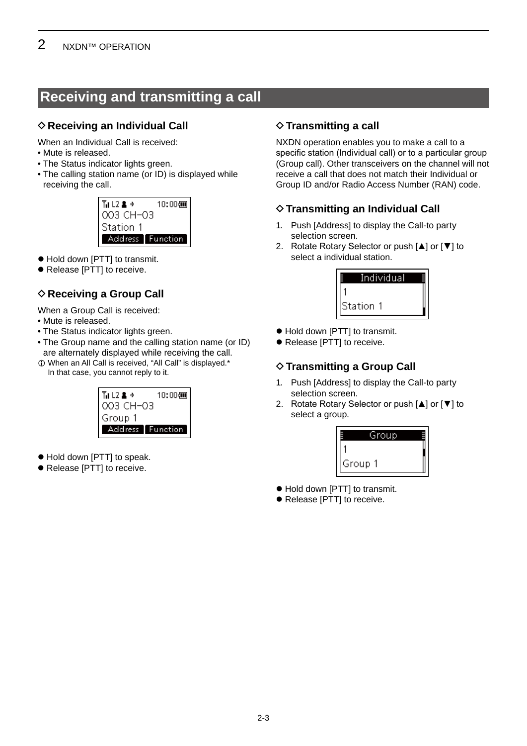## Receiving and transmitting a call

### ◇ Receiving an Individual Call

When an Individual Call is received:
- Mute is released.
- The Status indicator lights green.
- The calling station name (or ID) is displayed while receiving the call.

```
003 CH-03
Station 1
Address | Function
```

- Hold down [PTT] to transmit.
- Release [PTT] to receive.

### ◇ Receiving a Group Call

When a Group Call is received:
- Mute is released.
- The Status indicator lights green.
- The Group name and the calling station name (or ID) are alternately displayed while receiving the call.

ⓘ When an All Call is received, "All Call" is displayed.*
In that case, you cannot reply to it.

```
003 CH-03
Group 1
Address | Function
```

- Hold down [PTT] to speak.
- Release [PTT] to receive.

### ◇ Transmitting a call

NXDN operation enables you to make a call to a specific station (Individual call) or to a particular group (Group call). Other transceivers on the channel will not receive a call that does not match their Individual or Group ID and/or Radio Access Number (RAN) code.

### ◇ Transmitting an Individual Call

1. Push [Address] to display the Call-to party selection screen.
2. Rotate Rotary Selector or push [▲] or [▼] to select a individual station.

```
Individual
1
Station 1
```

- Hold down [PTT] to transmit.
- Release [PTT] to receive.

### ◇ Transmitting a Group Call

1. Push [Address] to display the Call-to party selection screen.
2. Rotate Rotary Selector or push [▲] or [▼] to select a group.

```
Group
1
Group 1
```

- Hold down [PTT] to transmit.
- Release [PTT] to receive.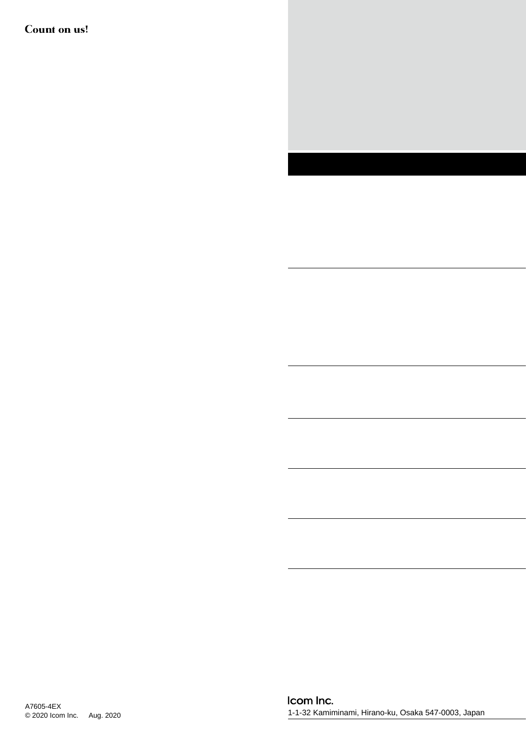**Count on us!**

A7605-4EX
© 2020 Icom Inc. Aug. 2020

Icom Inc.
1-1-32 Kamiminami, Hirano-ku, Osaka 547-0003, Japan